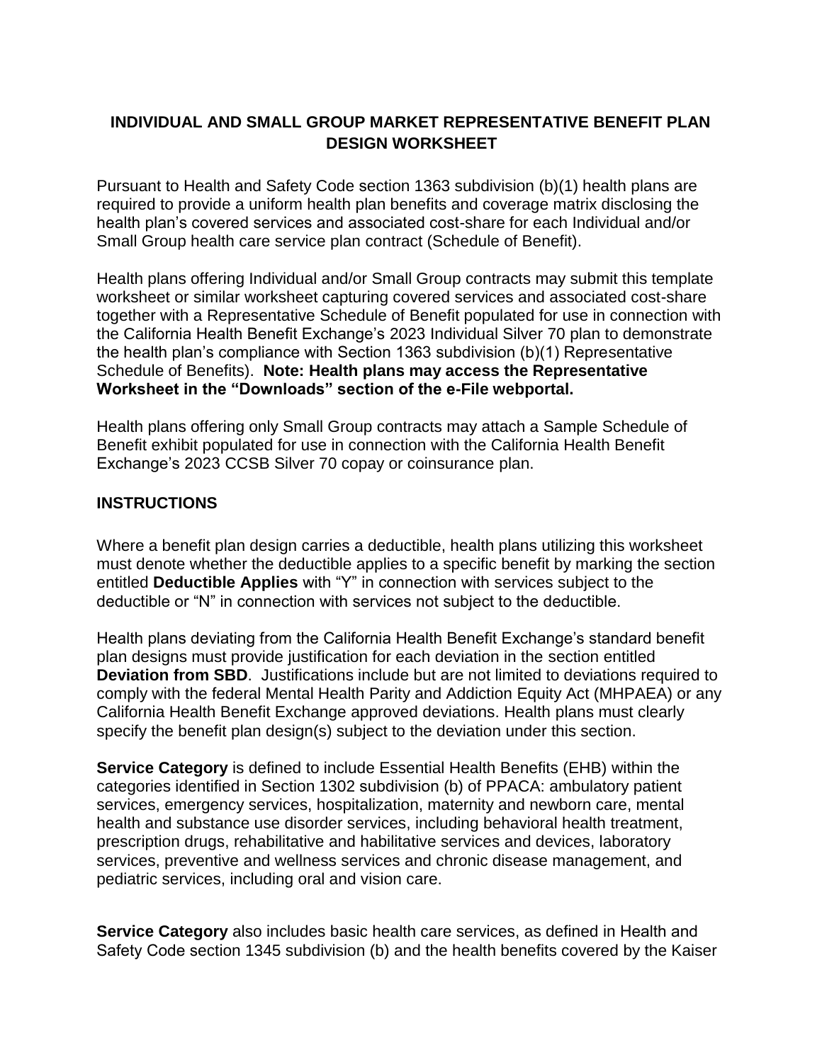# INDIVIDUAL AND SMALL GROUP MARKET REPRESENTATIVE BENEFIT PLAN DESIGN WORKSHEET

Pursuant to Health and Safety Code section 1363 subdivision (b)(1) health plans are required to provide a uniform health plan benefits and coverage matrix disclosing the health plan's covered services and associated cost-share for each Individual and/or Small Group health care service plan contract (Schedule of Benefit).

Health plans offering Individual and/or Small Group contracts may submit this template worksheet or similar worksheet capturing covered services and associated cost-share together with a Representative Schedule of Benefit populated for use in connection with the California Health Benefit Exchange's 2023 Individual Silver 70 plan to demonstrate the health plan's compliance with Section 1363 subdivision (b)(1) Representative Schedule of Benefits). **Note: Health plans may access the Representative Worksheet in the "Downloads" section of the e-File webportal.**

Health plans offering only Small Group contracts may attach a Sample Schedule of Benefit exhibit populated for use in connection with the California Health Benefit Exchange's 2023 CCSB Silver 70 copay or coinsurance plan.

## INSTRUCTIONS

Where a benefit plan design carries a deductible, health plans utilizing this worksheet must denote whether the deductible applies to a specific benefit by marking the section entitled **Deductible Applies** with "Y" in connection with services subject to the deductible or "N" in connection with services not subject to the deductible.

Health plans deviating from the California Health Benefit Exchange's standard benefit plan designs must provide justification for each deviation in the section entitled **Deviation from SBD**. Justifications include but are not limited to deviations required to comply with the federal Mental Health Parity and Addiction Equity Act (MHPAEA) or any California Health Benefit Exchange approved deviations. Health plans must clearly specify the benefit plan design(s) subject to the deviation under this section.

**Service Category** is defined to include Essential Health Benefits (EHB) within the categories identified in Section 1302 subdivision (b) of PPACA: ambulatory patient services, emergency services, hospitalization, maternity and newborn care, mental health and substance use disorder services, including behavioral health treatment, prescription drugs, rehabilitative and habilitative services and devices, laboratory services, preventive and wellness services and chronic disease management, and pediatric services, including oral and vision care.

**Service Category** also includes basic health care services, as defined in Health and Safety Code section 1345 subdivision (b) and the health benefits covered by the Kaiser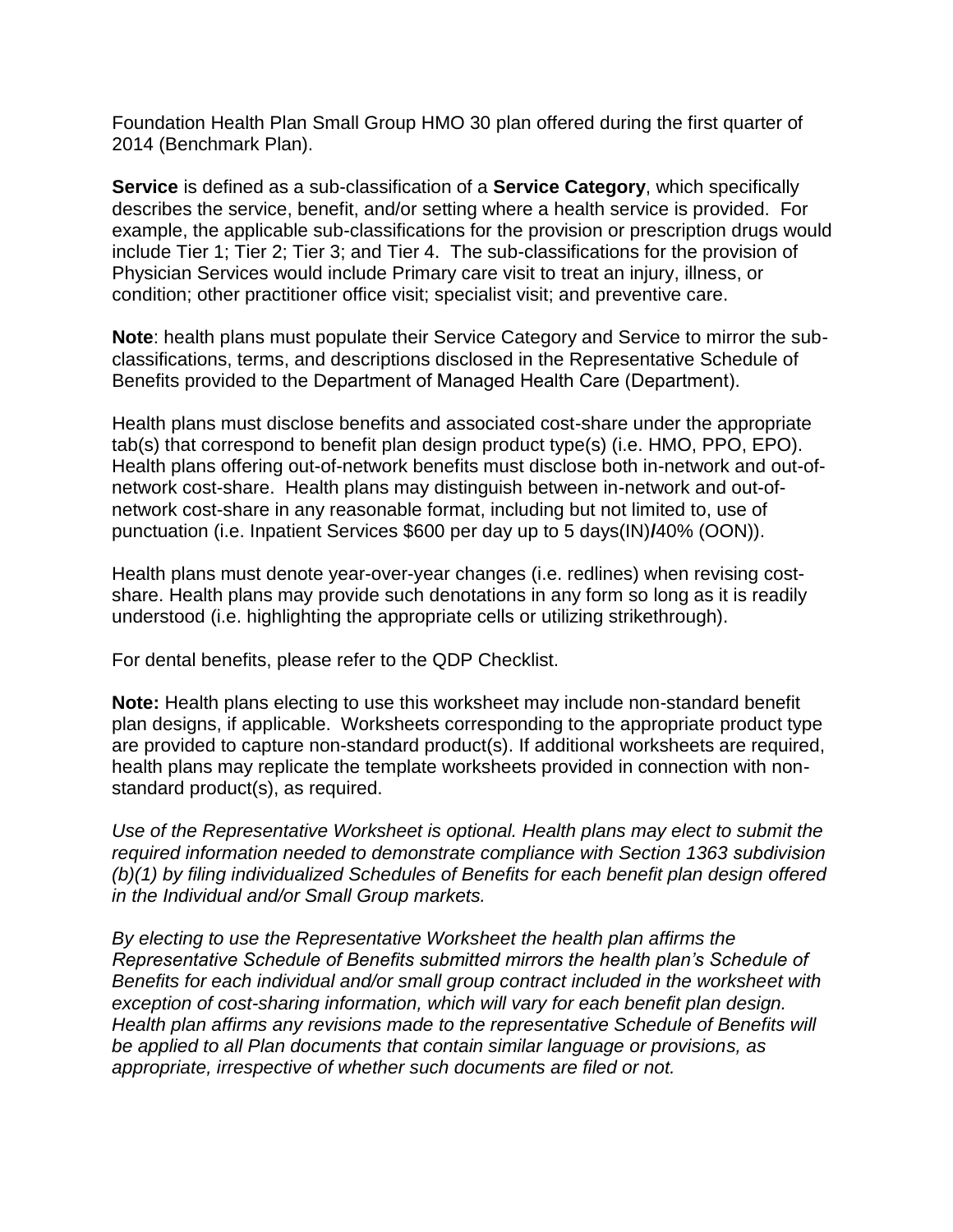Foundation Health Plan Small Group HMO 30 plan offered during the first quarter of 2014 (Benchmark Plan).

**Service** is defined as a sub-classification of a **Service Category**, which specifically describes the service, benefit, and/or setting where a health service is provided. For example, the applicable sub-classifications for the provision or prescription drugs would include Tier 1; Tier 2; Tier 3; and Tier 4. The sub-classifications for the provision of Physician Services would include Primary care visit to treat an injury, illness, or condition; other practitioner office visit; specialist visit; and preventive care.

**Note**: health plans must populate their Service Category and Service to mirror the sub-classifications, terms, and descriptions disclosed in the Representative Schedule of Benefits provided to the Department of Managed Health Care (Department).

Health plans must disclose benefits and associated cost-share under the appropriate tab(s) that correspond to benefit plan design product type(s) (i.e. HMO, PPO, EPO). Health plans offering out-of-network benefits must disclose both in-network and out-of-network cost-share. Health plans may distinguish between in-network and out-of-network cost-share in any reasonable format, including but not limited to, use of punctuation (i.e. Inpatient Services $600 per day up to 5 days(IN)**/**40% (OON)).

Health plans must denote year-over-year changes (i.e. redlines) when revising cost-share. Health plans may provide such denotations in any form so long as it is readily understood (i.e. highlighting the appropriate cells or utilizing strikethrough).

For dental benefits, please refer to the QDP Checklist.

**Note:** Health plans electing to use this worksheet may include non-standard benefit plan designs, if applicable. Worksheets corresponding to the appropriate product type are provided to capture non-standard product(s). If additional worksheets are required, health plans may replicate the template worksheets provided in connection with non-standard product(s), as required.

*Use of the Representative Worksheet is optional. Health plans may elect to submit the required information needed to demonstrate compliance with Section 1363 subdivision (b)(1) by filing individualized Schedules of Benefits for each benefit plan design offered in the Individual and/or Small Group markets.*

*By electing to use the Representative Worksheet the health plan affirms the Representative Schedule of Benefits submitted mirrors the health plan's Schedule of Benefits for each individual and/or small group contract included in the worksheet with exception of cost-sharing information, which will vary for each benefit plan design. Health plan affirms any revisions made to the representative Schedule of Benefits will be applied to all Plan documents that contain similar language or provisions, as appropriate, irrespective of whether such documents are filed or not.*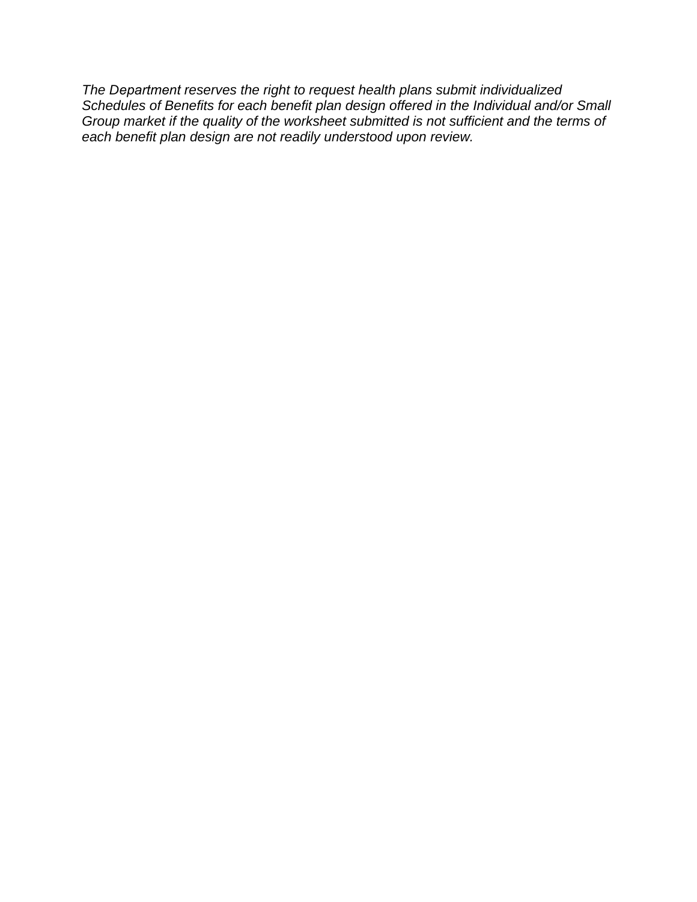*The Department reserves the right to request health plans submit individualized Schedules of Benefits for each benefit plan design offered in the Individual and/or Small Group market if the quality of the worksheet submitted is not sufficient and the terms of each benefit plan design are not readily understood upon review.*